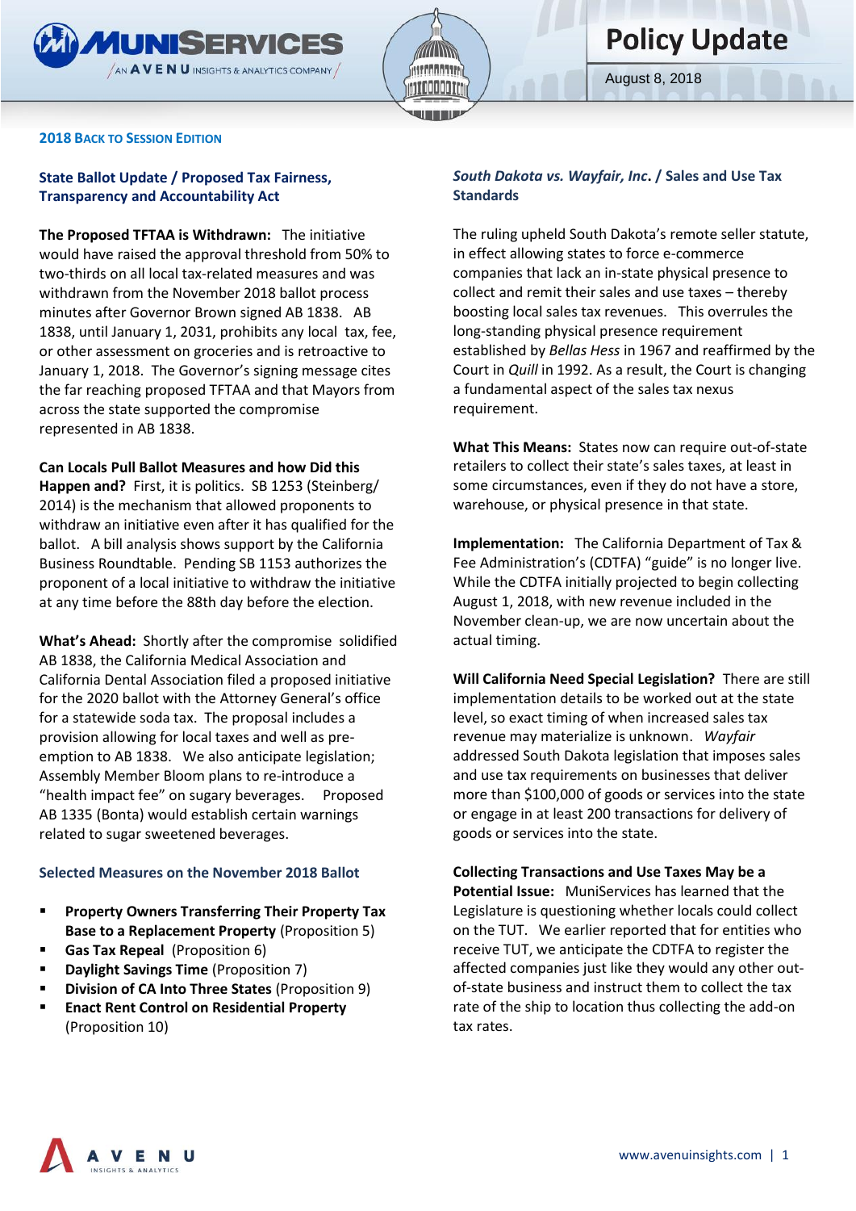**MUNISERVICES** — AN AVENU INSIGHTS & ANALYTICS COMPANY

# Policy Update

August 8, 2018

**2018 BACK TO SESSION EDITION**

## State Ballot Update / Proposed Tax Fairness, Transparency and Accountability Act

**The Proposed TFTAA is Withdrawn:** The initiative would have raised the approval threshold from 50% to two-thirds on all local tax-related measures and was withdrawn from the November 2018 ballot process minutes after Governor Brown signed AB 1838. AB 1838, until January 1, 2031, prohibits any local tax, fee, or other assessment on groceries and is retroactive to January 1, 2018. The Governor's signing message cites the far reaching proposed TFTAA and that Mayors from across the state supported the compromise represented in AB 1838.

**Can Locals Pull Ballot Measures and how Did this Happen and?** First, it is politics. SB 1253 (Steinberg/ 2014) is the mechanism that allowed proponents to withdraw an initiative even after it has qualified for the ballot. A bill analysis shows support by the California Business Roundtable. Pending SB 1153 authorizes the proponent of a local initiative to withdraw the initiative at any time before the 88th day before the election.

**What's Ahead:** Shortly after the compromise solidified AB 1838, the California Medical Association and California Dental Association filed a proposed initiative for the 2020 ballot with the Attorney General's office for a statewide soda tax. The proposal includes a provision allowing for local taxes and well as pre-emption to AB 1838. We also anticipate legislation; Assembly Member Bloom plans to re-introduce a "health impact fee" on sugary beverages. Proposed AB 1335 (Bonta) would establish certain warnings related to sugar sweetened beverages.

## Selected Measures on the November 2018 Ballot

- **Property Owners Transferring Their Property Tax Base to a Replacement Property** (Proposition 5)
- **Gas Tax Repeal** (Proposition 6)
- **Daylight Savings Time** (Proposition 7)
- **Division of CA Into Three States** (Proposition 9)
- **Enact Rent Control on Residential Property** (Proposition 10)

## *South Dakota vs. Wayfair, Inc.* / Sales and Use Tax Standards

The ruling upheld South Dakota's remote seller statute, in effect allowing states to force e-commerce companies that lack an in-state physical presence to collect and remit their sales and use taxes – thereby boosting local sales tax revenues. This overrules the long-standing physical presence requirement established by *Bellas Hess* in 1967 and reaffirmed by the Court in *Quill* in 1992. As a result, the Court is changing a fundamental aspect of the sales tax nexus requirement.

**What This Means:** States now can require out-of-state retailers to collect their state's sales taxes, at least in some circumstances, even if they do not have a store, warehouse, or physical presence in that state.

**Implementation:** The California Department of Tax & Fee Administration's (CDTFA) "guide" is no longer live. While the CDTFA initially projected to begin collecting August 1, 2018, with new revenue included in the November clean-up, we are now uncertain about the actual timing.

**Will California Need Special Legislation?** There are still implementation details to be worked out at the state level, so exact timing of when increased sales tax revenue may materialize is unknown. *Wayfair* addressed South Dakota legislation that imposes sales and use tax requirements on businesses that deliver more than $100,000 of goods or services into the state or engage in at least 200 transactions for delivery of goods or services into the state.

**Collecting Transactions and Use Taxes May be a Potential Issue:** MuniServices has learned that the Legislature is questioning whether locals could collect on the TUT. We earlier reported that for entities who receive TUT, we anticipate the CDTFA to register the affected companies just like they would any other out-of-state business and instruct them to collect the tax rate of the ship to location thus collecting the add-on tax rates.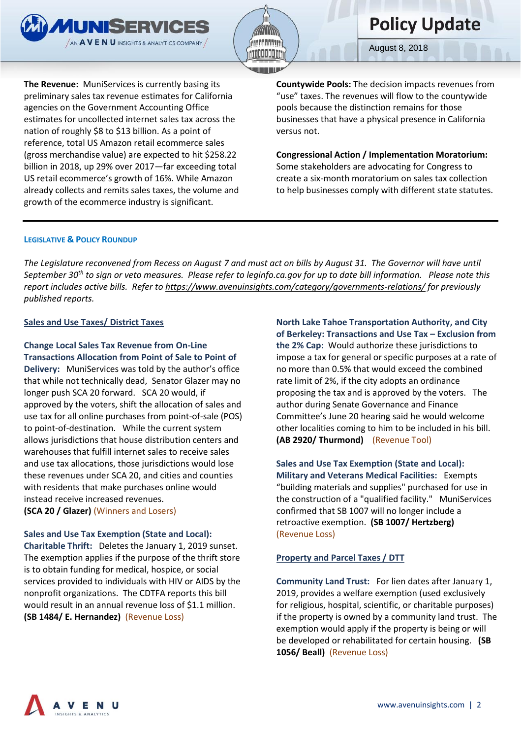**The Revenue:** MuniServices is currently basing its preliminary sales tax revenue estimates for California agencies on the Government Accounting Office estimates for uncollected internet sales tax across the nation of roughly $8 to $13 billion. As a point of reference, total US Amazon retail ecommerce sales (gross merchandise value) are expected to hit $258.22 billion in 2018, up 29% over 2017—far exceeding total US retail ecommerce's growth of 16%. While Amazon already collects and remits sales taxes, the volume and growth of the ecommerce industry is significant.

**Countywide Pools:** The decision impacts revenues from "use" taxes. The revenues will flow to the countywide pools because the distinction remains for those businesses that have a physical presence in California versus not.

**Congressional Action / Implementation Moratorium:** Some stakeholders are advocating for Congress to create a six-month moratorium on sales tax collection to help businesses comply with different state statutes.

---

## LEGISLATIVE & POLICY ROUNDUP

*The Legislature reconvened from Recess on August 7 and must act on bills by August 31. The Governor will have until September 30th to sign or veto measures. Please refer to leginfo.ca.gov for up to date bill information. Please note this report includes active bills. Refer to https://www.avenuinsights.com/category/governments-relations/ for previously published reports.*

### Sales and Use Taxes/ District Taxes

**Change Local Sales Tax Revenue from On-Line Transactions Allocation from Point of Sale to Point of Delivery:** MuniServices was told by the author's office that while not technically dead, Senator Glazer may no longer push SCA 20 forward. SCA 20 would, if approved by the voters, shift the allocation of sales and use tax for all online purchases from point-of-sale (POS) to point-of-destination. While the current system allows jurisdictions that house distribution centers and warehouses that fulfill internet sales to receive sales and use tax allocations, those jurisdictions would lose these revenues under SCA 20, and cities and counties with residents that make purchases online would instead receive increased revenues.
**(SCA 20 / Glazer)** (Winners and Losers)

**Sales and Use Tax Exemption (State and Local): Charitable Thrift:** Deletes the January 1, 2019 sunset. The exemption applies if the purpose of the thrift store is to obtain funding for medical, hospice, or social services provided to individuals with HIV or AIDS by the nonprofit organizations. The CDTFA reports this bill would result in an annual revenue loss of $1.1 million.
**(SB 1484/ E. Hernandez)** (Revenue Loss)

**North Lake Tahoe Transportation Authority, and City of Berkeley: Transactions and Use Tax – Exclusion from the 2% Cap:** Would authorize these jurisdictions to impose a tax for general or specific purposes at a rate of no more than 0.5% that would exceed the combined rate limit of 2%, if the city adopts an ordinance proposing the tax and is approved by the voters. The author during Senate Governance and Finance Committee's June 20 hearing said he would welcome other localities coming to him to be included in his bill.
**(AB 2920/ Thurmond)** (Revenue Tool)

**Sales and Use Tax Exemption (State and Local): Military and Veterans Medical Facilities:** Exempts "building materials and supplies" purchased for use in the construction of a "qualified facility." MuniServices confirmed that SB 1007 will no longer include a retroactive exemption. **(SB 1007/ Hertzberg)** (Revenue Loss)

### Property and Parcel Taxes / DTT

**Community Land Trust:** For lien dates after January 1, 2019, provides a welfare exemption (used exclusively for religious, hospital, scientific, or charitable purposes) if the property is owned by a community land trust. The exemption would apply if the property is being or will be developed or rehabilitated for certain housing. **(SB 1056/ Beall)** (Revenue Loss)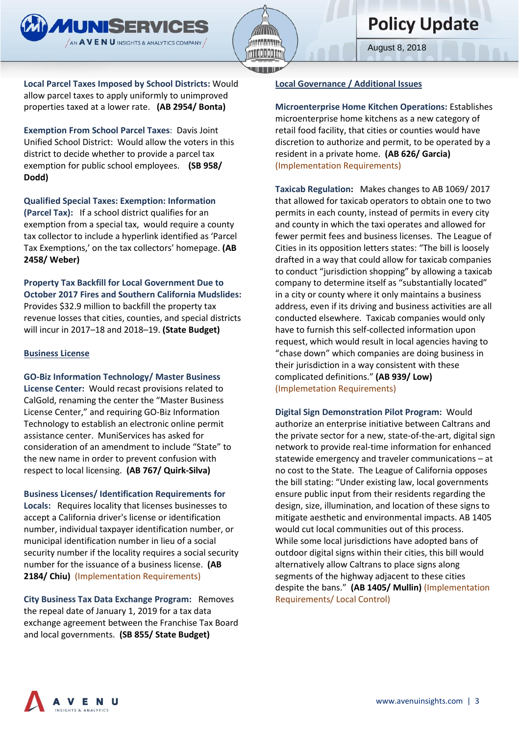**Local Parcel Taxes Imposed by School Districts:** Would allow parcel taxes to apply uniformly to unimproved properties taxed at a lower rate. **(AB 2954/ Bonta)**

**Exemption From School Parcel Taxes**: Davis Joint Unified School District: Would allow the voters in this district to decide whether to provide a parcel tax exemption for public school employees. **(SB 958/ Dodd)**

**Qualified Special Taxes: Exemption: Information (Parcel Tax):** If a school district qualifies for an exemption from a special tax, would require a county tax collector to include a hyperlink identified as 'Parcel Tax Exemptions,' on the tax collectors' homepage. **(AB 2458/ Weber)**

**Property Tax Backfill for Local Government Due to October 2017 Fires and Southern California Mudslides:** Provides $32.9 million to backfill the property tax revenue losses that cities, counties, and special districts will incur in 2017–18 and 2018–19. **(State Budget)**

## Business License

**GO-Biz Information Technology/ Master Business License Center:** Would recast provisions related to CalGold, renaming the center the "Master Business License Center," and requiring GO-Biz Information Technology to establish an electronic online permit assistance center. MuniServices has asked for consideration of an amendment to include "State" to the new name in order to prevent confusion with respect to local licensing. **(AB 767/ Quirk-Silva)**

**Business Licenses/ Identification Requirements for Locals:** Requires locality that licenses businesses to accept a California driver's license or identification number, individual taxpayer identification number, or municipal identification number in lieu of a social security number if the locality requires a social security number for the issuance of a business license. **(AB 2184/ Chiu)** (Implementation Requirements)

**City Business Tax Data Exchange Program:** Removes the repeal date of January 1, 2019 for a tax data exchange agreement between the Franchise Tax Board and local governments. **(SB 855/ State Budget)**

## Local Governance / Additional Issues

**Microenterprise Home Kitchen Operations:** Establishes microenterprise home kitchens as a new category of retail food facility, that cities or counties would have discretion to authorize and permit, to be operated by a resident in a private home. **(AB 626/ Garcia)** (Implementation Requirements)

**Taxicab Regulation:** Makes changes to AB 1069/ 2017 that allowed for taxicab operators to obtain one to two permits in each county, instead of permits in every city and county in which the taxi operates and allowed for fewer permit fees and business licenses. The League of Cities in its opposition letters states: "The bill is loosely drafted in a way that could allow for taxicab companies to conduct "jurisdiction shopping" by allowing a taxicab company to determine itself as "substantially located" in a city or county where it only maintains a business address, even if its driving and business activities are all conducted elsewhere. Taxicab companies would only have to furnish this self-collected information upon request, which would result in local agencies having to "chase down" which companies are doing business in their jurisdiction in a way consistent with these complicated definitions." **(AB 939/ Low)** (Implemetation Requirements)

**Digital Sign Demonstration Pilot Program:** Would authorize an enterprise initiative between Caltrans and the private sector for a new, state-of-the-art, digital sign network to provide real-time information for enhanced statewide emergency and traveler communications – at no cost to the State. The League of California opposes the bill stating: "Under existing law, local governments ensure public input from their residents regarding the design, size, illumination, and location of these signs to mitigate aesthetic and environmental impacts. AB 1405 would cut local communities out of this process. While some local jurisdictions have adopted bans of outdoor digital signs within their cities, this bill would alternatively allow Caltrans to place signs along segments of the highway adjacent to these cities despite the bans." **(AB 1405/ Mullin)** (Implementation Requirements/ Local Control)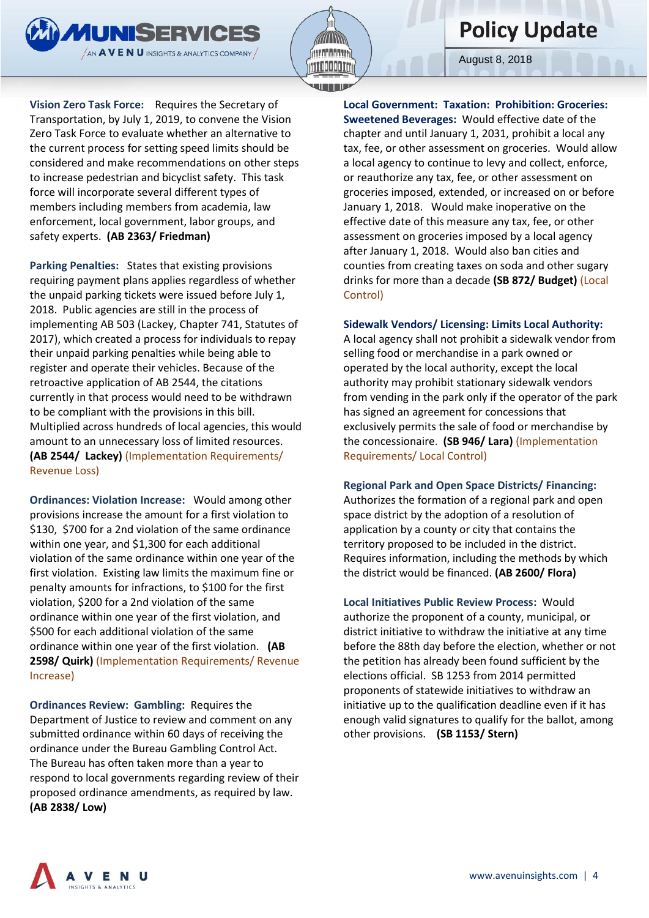**Vision Zero Task Force:** Requires the Secretary of Transportation, by July 1, 2019, to convene the Vision Zero Task Force to evaluate whether an alternative to the current process for setting speed limits should be considered and make recommendations on other steps to increase pedestrian and bicyclist safety. This task force will incorporate several different types of members including members from academia, law enforcement, local government, labor groups, and safety experts. **(AB 2363/ Friedman)**

**Parking Penalties:** States that existing provisions requiring payment plans applies regardless of whether the unpaid parking tickets were issued before July 1, 2018. Public agencies are still in the process of implementing AB 503 (Lackey, Chapter 741, Statutes of 2017), which created a process for individuals to repay their unpaid parking penalties while being able to register and operate their vehicles. Because of the retroactive application of AB 2544, the citations currently in that process would need to be withdrawn to be compliant with the provisions in this bill. Multiplied across hundreds of local agencies, this would amount to an unnecessary loss of limited resources. **(AB 2544/ Lackey)** (Implementation Requirements/ Revenue Loss)

**Ordinances: Violation Increase:** Would among other provisions increase the amount for a first violation to $130, $700 for a 2nd violation of the same ordinance within one year, and $1,300 for each additional violation of the same ordinance within one year of the first violation. Existing law limits the maximum fine or penalty amounts for infractions, to $100 for the first violation, $200 for a 2nd violation of the same ordinance within one year of the first violation, and $500 for each additional violation of the same ordinance within one year of the first violation. **(AB 2598/ Quirk)** (Implementation Requirements/ Revenue Increase)

**Ordinances Review: Gambling:** Requires the Department of Justice to review and comment on any submitted ordinance within 60 days of receiving the ordinance under the Bureau Gambling Control Act. The Bureau has often taken more than a year to respond to local governments regarding review of their proposed ordinance amendments, as required by law. **(AB 2838/ Low)**

**Local Government: Taxation: Prohibition: Groceries: Sweetened Beverages:** Would effective date of the chapter and until January 1, 2031, prohibit a local any tax, fee, or other assessment on groceries. Would allow a local agency to continue to levy and collect, enforce, or reauthorize any tax, fee, or other assessment on groceries imposed, extended, or increased on or before January 1, 2018. Would make inoperative on the effective date of this measure any tax, fee, or other assessment on groceries imposed by a local agency after January 1, 2018. Would also ban cities and counties from creating taxes on soda and other sugary drinks for more than a decade **(SB 872/ Budget)** (Local Control)

**Sidewalk Vendors/ Licensing: Limits Local Authority:** A local agency shall not prohibit a sidewalk vendor from selling food or merchandise in a park owned or operated by the local authority, except the local authority may prohibit stationary sidewalk vendors from vending in the park only if the operator of the park has signed an agreement for concessions that exclusively permits the sale of food or merchandise by the concessionaire. **(SB 946/ Lara)** (Implementation Requirements/ Local Control)

**Regional Park and Open Space Districts/ Financing:** Authorizes the formation of a regional park and open space district by the adoption of a resolution of application by a county or city that contains the territory proposed to be included in the district. Requires information, including the methods by which the district would be financed. **(AB 2600/ Flora)**

**Local Initiatives Public Review Process:** Would authorize the proponent of a county, municipal, or district initiative to withdraw the initiative at any time before the 88th day before the election, whether or not the petition has already been found sufficient by the elections official. SB 1253 from 2014 permitted proponents of statewide initiatives to withdraw an initiative up to the qualification deadline even if it has enough valid signatures to qualify for the ballot, among other provisions. **(SB 1153/ Stern)**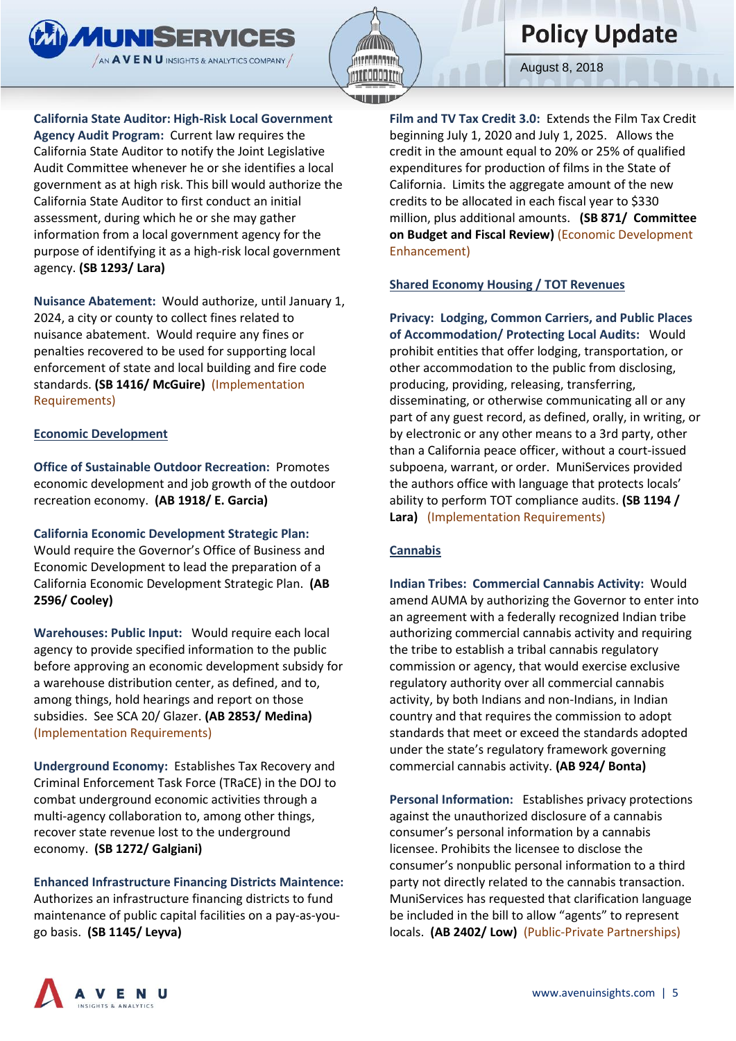**California State Auditor: High-Risk Local Government Agency Audit Program:** Current law requires the California State Auditor to notify the Joint Legislative Audit Committee whenever he or she identifies a local government as at high risk. This bill would authorize the California State Auditor to first conduct an initial assessment, during which he or she may gather information from a local government agency for the purpose of identifying it as a high-risk local government agency. **(SB 1293/ Lara)**

**Nuisance Abatement:** Would authorize, until January 1, 2024, a city or county to collect fines related to nuisance abatement. Would require any fines or penalties recovered to be used for supporting local enforcement of state and local building and fire code standards. **(SB 1416/ McGuire)** (Implementation Requirements)

## Economic Development

**Office of Sustainable Outdoor Recreation:** Promotes economic development and job growth of the outdoor recreation economy. **(AB 1918/ E. Garcia)**

**California Economic Development Strategic Plan:** Would require the Governor's Office of Business and Economic Development to lead the preparation of a California Economic Development Strategic Plan. **(AB 2596/ Cooley)**

**Warehouses: Public Input:** Would require each local agency to provide specified information to the public before approving an economic development subsidy for a warehouse distribution center, as defined, and to, among things, hold hearings and report on those subsidies. See SCA 20/ Glazer. **(AB 2853/ Medina)** (Implementation Requirements)

**Underground Economy:** Establishes Tax Recovery and Criminal Enforcement Task Force (TRaCE) in the DOJ to combat underground economic activities through a multi-agency collaboration to, among other things, recover state revenue lost to the underground economy. **(SB 1272/ Galgiani)**

**Enhanced Infrastructure Financing Districts Maintence:** Authorizes an infrastructure financing districts to fund maintenance of public capital facilities on a pay-as-you-go basis. **(SB 1145/ Leyva)**

**Film and TV Tax Credit 3.0:** Extends the Film Tax Credit beginning July 1, 2020 and July 1, 2025. Allows the credit in the amount equal to 20% or 25% of qualified expenditures for production of films in the State of California. Limits the aggregate amount of the new credits to be allocated in each fiscal year to $330 million, plus additional amounts. **(SB 871/ Committee on Budget and Fiscal Review)** (Economic Development Enhancement)

## Shared Economy Housing / TOT Revenues

**Privacy: Lodging, Common Carriers, and Public Places of Accommodation/ Protecting Local Audits:** Would prohibit entities that offer lodging, transportation, or other accommodation to the public from disclosing, producing, providing, releasing, transferring, disseminating, or otherwise communicating all or any part of any guest record, as defined, orally, in writing, or by electronic or any other means to a 3rd party, other than a California peace officer, without a court-issued subpoena, warrant, or order. MuniServices provided the authors office with language that protects locals' ability to perform TOT compliance audits. **(SB 1194 / Lara)** (Implementation Requirements)

## Cannabis

**Indian Tribes: Commercial Cannabis Activity:** Would amend AUMA by authorizing the Governor to enter into an agreement with a federally recognized Indian tribe authorizing commercial cannabis activity and requiring the tribe to establish a tribal cannabis regulatory commission or agency, that would exercise exclusive regulatory authority over all commercial cannabis activity, by both Indians and non-Indians, in Indian country and that requires the commission to adopt standards that meet or exceed the standards adopted under the state's regulatory framework governing commercial cannabis activity. **(AB 924/ Bonta)**

**Personal Information:** Establishes privacy protections against the unauthorized disclosure of a cannabis consumer's personal information by a cannabis licensee. Prohibits the licensee to disclose the consumer's nonpublic personal information to a third party not directly related to the cannabis transaction. MuniServices has requested that clarification language be included in the bill to allow "agents" to represent locals. **(AB 2402/ Low)** (Public-Private Partnerships)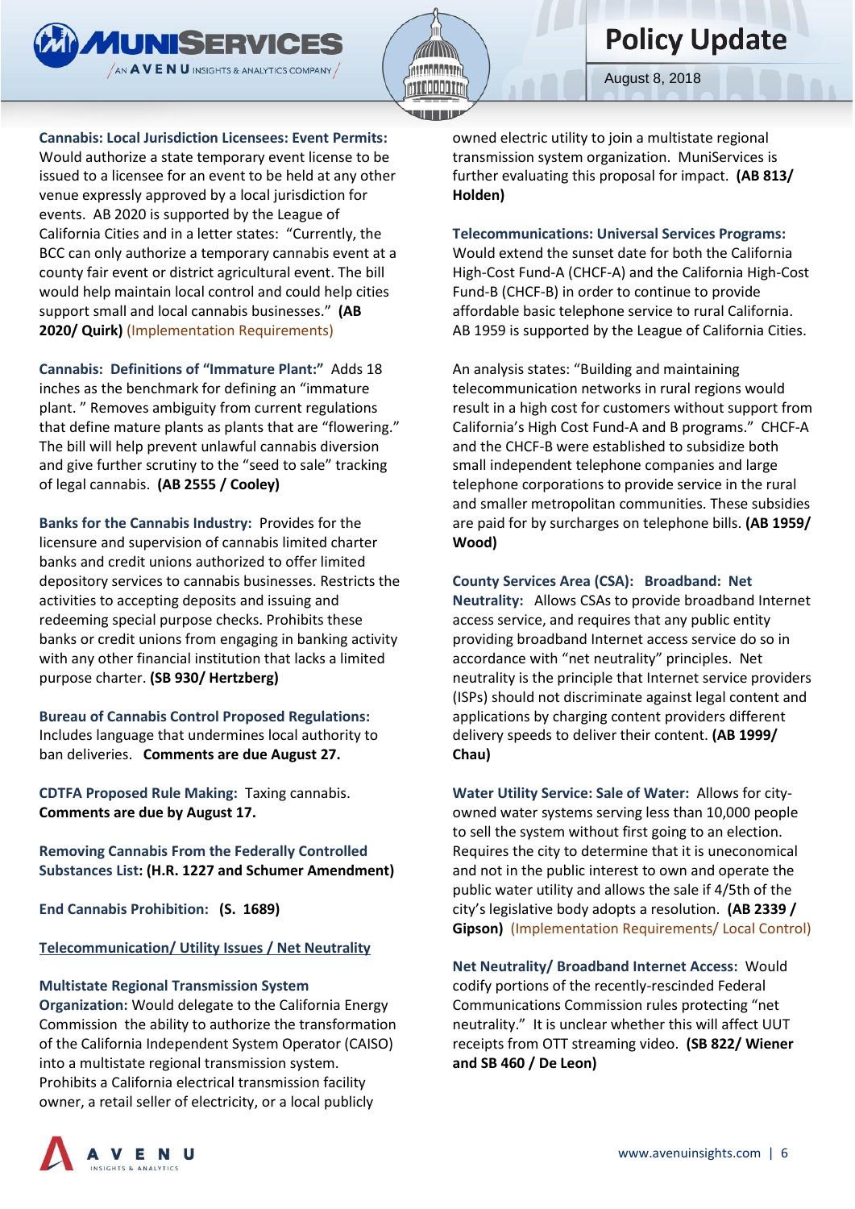**Cannabis: Local Jurisdiction Licensees: Event Permits:** Would authorize a state temporary event license to be issued to a licensee for an event to be held at any other venue expressly approved by a local jurisdiction for events. AB 2020 is supported by the League of California Cities and in a letter states: "Currently, the BCC can only authorize a temporary cannabis event at a county fair event or district agricultural event. The bill would help maintain local control and could help cities support small and local cannabis businesses." **(AB 2020/ Quirk)** (Implementation Requirements)

**Cannabis: Definitions of "Immature Plant:"** Adds 18 inches as the benchmark for defining an "immature plant." Removes ambiguity from current regulations that define mature plants as plants that are "flowering." The bill will help prevent unlawful cannabis diversion and give further scrutiny to the "seed to sale" tracking of legal cannabis. **(AB 2555 / Cooley)**

**Banks for the Cannabis Industry:** Provides for the licensure and supervision of cannabis limited charter banks and credit unions authorized to offer limited depository services to cannabis businesses. Restricts the activities to accepting deposits and issuing and redeeming special purpose checks. Prohibits these banks or credit unions from engaging in banking activity with any other financial institution that lacks a limited purpose charter. **(SB 930/ Hertzberg)**

**Bureau of Cannabis Control Proposed Regulations:** Includes language that undermines local authority to ban deliveries. **Comments are due August 27.**

**CDTFA Proposed Rule Making:** Taxing cannabis. **Comments are due by August 17.**

**Removing Cannabis From the Federally Controlled Substances List: (H.R. 1227 and Schumer Amendment)**

**End Cannabis Prohibition: (S. 1689)**

## Telecommunication/ Utility Issues / Net Neutrality

**Multistate Regional Transmission System Organization:** Would delegate to the California Energy Commission the ability to authorize the transformation of the California Independent System Operator (CAISO) into a multistate regional transmission system. Prohibits a California electrical transmission facility owner, a retail seller of electricity, or a local publicly owned electric utility to join a multistate regional transmission system organization. MuniServices is further evaluating this proposal for impact. **(AB 813/ Holden)**

**Telecommunications: Universal Services Programs:** Would extend the sunset date for both the California High-Cost Fund-A (CHCF-A) and the California High-Cost Fund-B (CHCF-B) in order to continue to provide affordable basic telephone service to rural California. AB 1959 is supported by the League of California Cities.

An analysis states: "Building and maintaining telecommunication networks in rural regions would result in a high cost for customers without support from California's High Cost Fund-A and B programs." CHCF-A and the CHCF-B were established to subsidize both small independent telephone companies and large telephone corporations to provide service in the rural and smaller metropolitan communities. These subsidies are paid for by surcharges on telephone bills. **(AB 1959/ Wood)**

**County Services Area (CSA): Broadband: Net Neutrality:** Allows CSAs to provide broadband Internet access service, and requires that any public entity providing broadband Internet access service do so in accordance with "net neutrality" principles. Net neutrality is the principle that Internet service providers (ISPs) should not discriminate against legal content and applications by charging content providers different delivery speeds to deliver their content. **(AB 1999/ Chau)**

**Water Utility Service: Sale of Water:** Allows for city-owned water systems serving less than 10,000 people to sell the system without first going to an election. Requires the city to determine that it is uneconomical and not in the public interest to own and operate the public water utility and allows the sale if 4/5th of the city's legislative body adopts a resolution. **(AB 2339 / Gipson)** (Implementation Requirements/ Local Control)

**Net Neutrality/ Broadband Internet Access:** Would codify portions of the recently-rescinded Federal Communications Commission rules protecting "net neutrality." It is unclear whether this will affect UUT receipts from OTT streaming video. **(SB 822/ Wiener and SB 460 / De Leon)**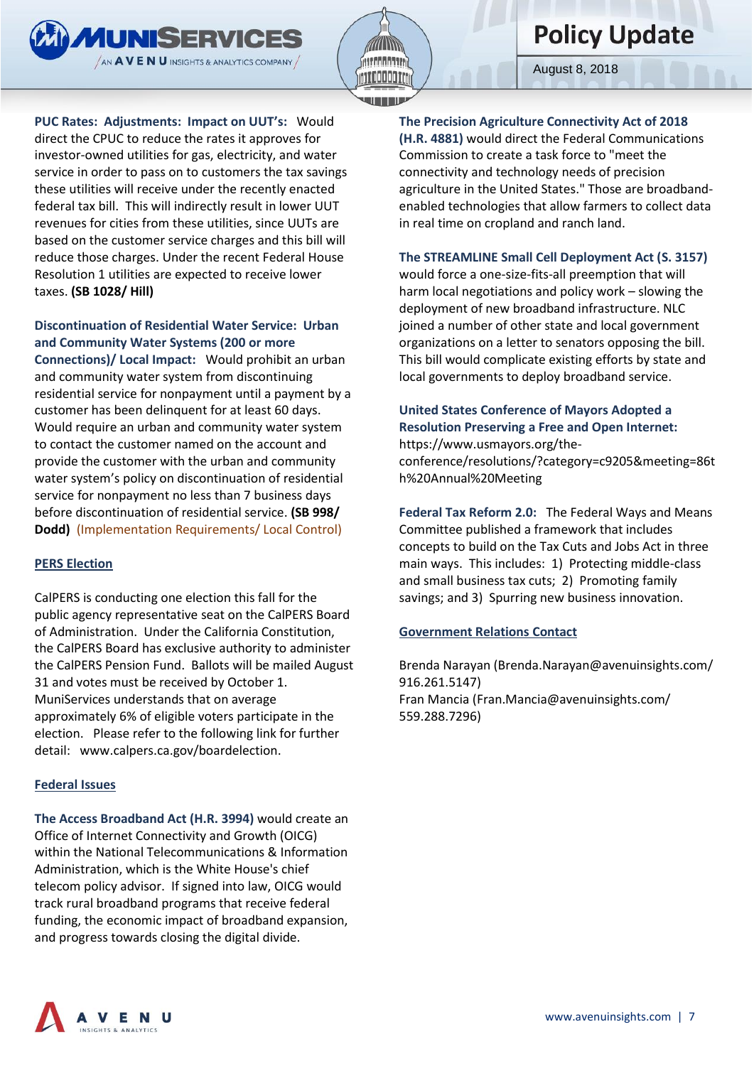**PUC Rates: Adjustments: Impact on UUT's:** Would direct the CPUC to reduce the rates it approves for investor-owned utilities for gas, electricity, and water service in order to pass on to customers the tax savings these utilities will receive under the recently enacted federal tax bill. This will indirectly result in lower UUT revenues for cities from these utilities, since UUTs are based on the customer service charges and this bill will reduce those charges. Under the recent Federal House Resolution 1 utilities are expected to receive lower taxes. **(SB 1028/ Hill)**

**Discontinuation of Residential Water Service: Urban and Community Water Systems (200 or more Connections)/ Local Impact:** Would prohibit an urban and community water system from discontinuing residential service for nonpayment until a payment by a customer has been delinquent for at least 60 days. Would require an urban and community water system to contact the customer named on the account and provide the customer with the urban and community water system's policy on discontinuation of residential service for nonpayment no less than 7 business days before discontinuation of residential service. **(SB 998/ Dodd)** (Implementation Requirements/ Local Control)

## PERS Election

CalPERS is conducting one election this fall for the public agency representative seat on the CalPERS Board of Administration. Under the California Constitution, the CalPERS Board has exclusive authority to administer the CalPERS Pension Fund. Ballots will be mailed August 31 and votes must be received by October 1. MuniServices understands that on average approximately 6% of eligible voters participate in the election. Please refer to the following link for further detail: www.calpers.ca.gov/boardelection.

## Federal Issues

**The Access Broadband Act (H.R. 3994)** would create an Office of Internet Connectivity and Growth (OICG) within the National Telecommunications & Information Administration, which is the White House's chief telecom policy advisor. If signed into law, OICG would track rural broadband programs that receive federal funding, the economic impact of broadband expansion, and progress towards closing the digital divide.

**The Precision Agriculture Connectivity Act of 2018 (H.R. 4881)** would direct the Federal Communications Commission to create a task force to "meet the connectivity and technology needs of precision agriculture in the United States." Those are broadband-enabled technologies that allow farmers to collect data in real time on cropland and ranch land.

**The STREAMLINE Small Cell Deployment Act (S. 3157)** would force a one-size-fits-all preemption that will harm local negotiations and policy work – slowing the deployment of new broadband infrastructure. NLC joined a number of other state and local government organizations on a letter to senators opposing the bill. This bill would complicate existing efforts by state and local governments to deploy broadband service.

**United States Conference of Mayors Adopted a Resolution Preserving a Free and Open Internet:** https://www.usmayors.org/the-conference/resolutions/?category=c9205&meeting=86th%20Annual%20Meeting

**Federal Tax Reform 2.0:** The Federal Ways and Means Committee published a framework that includes concepts to build on the Tax Cuts and Jobs Act in three main ways. This includes: 1) Protecting middle-class and small business tax cuts; 2) Promoting family savings; and 3) Spurring new business innovation.

## Government Relations Contact

Brenda Narayan (Brenda.Narayan@avenuinsights.com/ 916.261.5147)
Fran Mancia (Fran.Mancia@avenuinsights.com/ 559.288.7296)